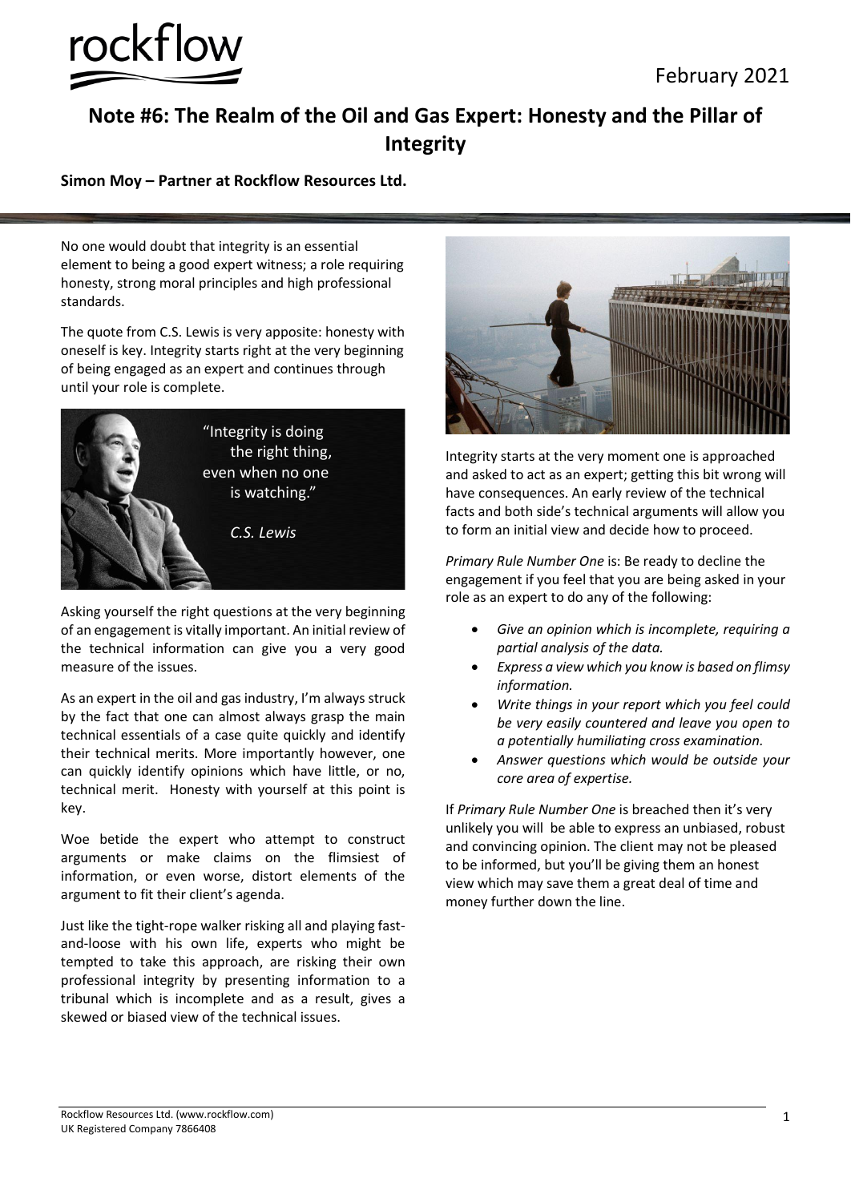# Note #6: The Realm of the Oil and Gas Expert: Honesty and the Pillar of Integrity

**Simon Moy – Partner at Rockflow Resources Ltd.**

February 2021

No one would doubt that integrity is an essential element to being a good expert witness; a role requiring honesty, strong moral principles and high professional standards.

The quote from C.S. Lewis is very apposite: honesty with oneself is key. Integrity starts right at the very beginning of being engaged as an expert and continues through until your role is complete.

"Integrity is doing the right thing, even when no one is watching."

*C.S. Lewis*

Asking yourself the right questions at the very beginning of an engagement is vitally important. An initial review of the technical information can give you a very good measure of the issues.

As an expert in the oil and gas industry, I'm always struck by the fact that one can almost always grasp the main technical essentials of a case quite quickly and identify their technical merits. More importantly however, one can quickly identify opinions which have little, or no, technical merit. Honesty with yourself at this point is key.

Woe betide the expert who attempt to construct arguments or make claims on the flimsiest of information, or even worse, distort elements of the argument to fit their client's agenda.

Just like the tight-rope walker risking all and playing fast-and-loose with his own life, experts who might be tempted to take this approach, are risking their own professional integrity by presenting information to a tribunal which is incomplete and as a result, gives a skewed or biased view of the technical issues.

Integrity starts at the very moment one is approached and asked to act as an expert; getting this bit wrong will have consequences. An early review of the technical facts and both side's technical arguments will allow you to form an initial view and decide how to proceed.

*Primary Rule Number One* is: Be ready to decline the engagement if you feel that you are being asked in your role as an expert to do any of the following:

- *Give an opinion which is incomplete, requiring a partial analysis of the data.*
- *Express a view which you know is based on flimsy information.*
- *Write things in your report which you feel could be very easily countered and leave you open to a potentially humiliating cross examination.*
- *Answer questions which would be outside your core area of expertise.*

If *Primary Rule Number One* is breached then it's very unlikely you will be able to express an unbiased, robust and convincing opinion. The client may not be pleased to be informed, but you'll be giving them an honest view which may save them a great deal of time and money further down the line.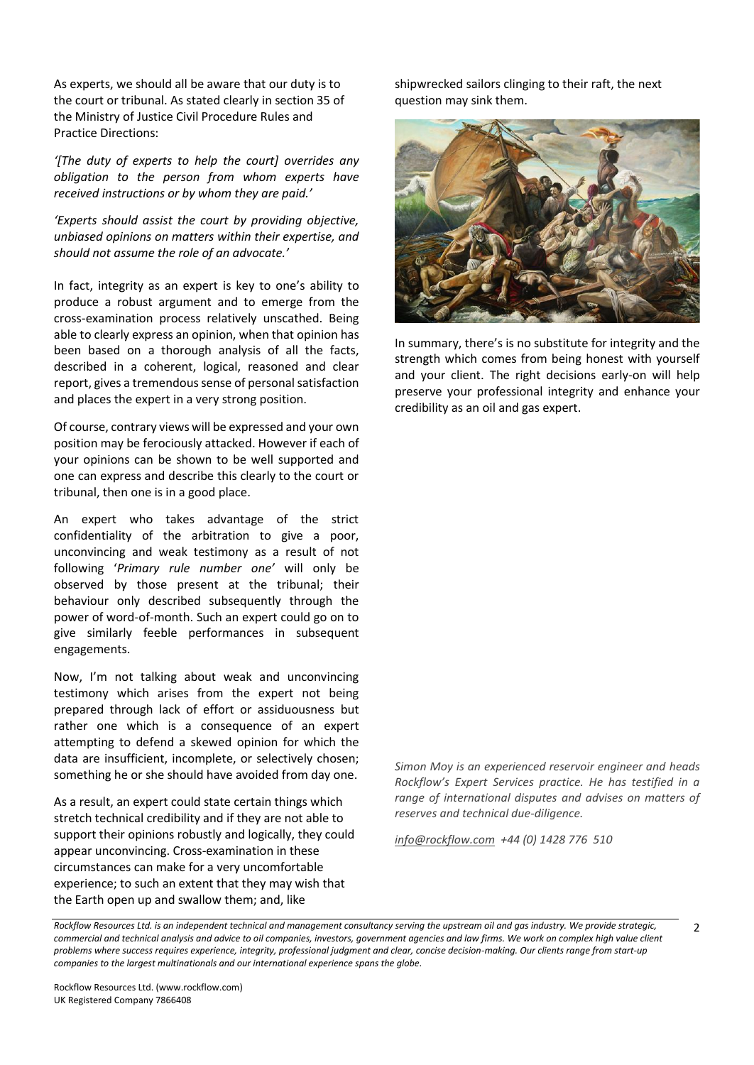As experts, we should all be aware that our duty is to the court or tribunal. As stated clearly in section 35 of the Ministry of Justice Civil Procedure Rules and Practice Directions:

*'[The duty of experts to help the court] overrides any obligation to the person from whom experts have received instructions or by whom they are paid.'*

*'Experts should assist the court by providing objective, unbiased opinions on matters within their expertise, and should not assume the role of an advocate.'*

In fact, integrity as an expert is key to one's ability to produce a robust argument and to emerge from the cross-examination process relatively unscathed. Being able to clearly express an opinion, when that opinion has been based on a thorough analysis of all the facts, described in a coherent, logical, reasoned and clear report, gives a tremendous sense of personal satisfaction and places the expert in a very strong position.

Of course, contrary views will be expressed and your own position may be ferociously attacked. However if each of your opinions can be shown to be well supported and one can express and describe this clearly to the court or tribunal, then one is in a good place.

An expert who takes advantage of the strict confidentiality of the arbitration to give a poor, unconvincing and weak testimony as a result of not following '*Primary rule number one*' will only be observed by those present at the tribunal; their behaviour only described subsequently through the power of word-of-month. Such an expert could go on to give similarly feeble performances in subsequent engagements.

Now, I'm not talking about weak and unconvincing testimony which arises from the expert not being prepared through lack of effort or assiduousness but rather one which is a consequence of an expert attempting to defend a skewed opinion for which the data are insufficient, incomplete, or selectively chosen; something he or she should have avoided from day one.

As a result, an expert could state certain things which stretch technical credibility and if they are not able to support their opinions robustly and logically, they could appear unconvincing. Cross-examination in these circumstances can make for a very uncomfortable experience; to such an extent that they may wish that the Earth open up and swallow them; and, like shipwrecked sailors clinging to their raft, the next question may sink them.

In summary, there's is no substitute for integrity and the strength which comes from being honest with yourself and your client. The right decisions early-on will help preserve your professional integrity and enhance your credibility as an oil and gas expert.

*Simon Moy is an experienced reservoir engineer and heads Rockflow's Expert Services practice. He has testified in a range of international disputes and advises on matters of reserves and technical due-diligence.*

*info@rockflow.com +44 (0) 1428 776 510*

*Rockflow Resources Ltd. is an independent technical and management consultancy serving the upstream oil and gas industry. We provide strategic, commercial and technical analysis and advice to oil companies, investors, government agencies and law firms. We work on complex high value client problems where success requires experience, integrity, professional judgment and clear, concise decision-making. Our clients range from start-up companies to the largest multinationals and our international experience spans the globe.*

Rockflow Resources Ltd. (www.rockflow.com)
UK Registered Company 7866408